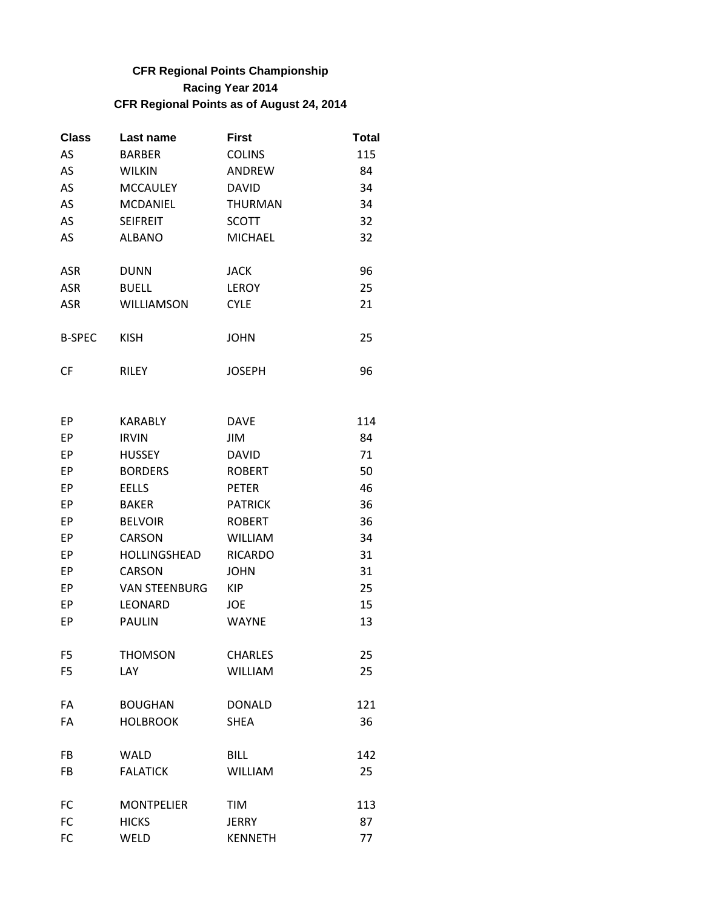**CFR Regional Points Championship**
**Racing Year 2014**
**CFR Regional Points as of August 24, 2014**

| Class | Last name | First | Total |
|---|---|---|---|
| AS | BARBER | COLINS | 115 |
| AS | WILKIN | ANDREW | 84 |
| AS | MCCAULEY | DAVID | 34 |
| AS | MCDANIEL | THURMAN | 34 |
| AS | SEIFREIT | SCOTT | 32 |
| AS | ALBANO | MICHAEL | 32 |
| | | | |
| ASR | DUNN | JACK | 96 |
| ASR | BUELL | LEROY | 25 |
| ASR | WILLIAMSON | CYLE | 21 |
| | | | |
| B-SPEC | KISH | JOHN | 25 |
| | | | |
| CF | RILEY | JOSEPH | 96 |
| | | | |
| EP | KARABLY | DAVE | 114 |
| EP | IRVIN | JIM | 84 |
| EP | HUSSEY | DAVID | 71 |
| EP | BORDERS | ROBERT | 50 |
| EP | EELLS | PETER | 46 |
| EP | BAKER | PATRICK | 36 |
| EP | BELVOIR | ROBERT | 36 |
| EP | CARSON | WILLIAM | 34 |
| EP | HOLLINGSHEAD | RICARDO | 31 |
| EP | CARSON | JOHN | 31 |
| EP | VAN STEENBURG | KIP | 25 |
| EP | LEONARD | JOE | 15 |
| EP | PAULIN | WAYNE | 13 |
| | | | |
| F5 | THOMSON | CHARLES | 25 |
| F5 | LAY | WILLIAM | 25 |
| | | | |
| FA | BOUGHAN | DONALD | 121 |
| FA | HOLBROOK | SHEA | 36 |
| | | | |
| FB | WALD | BILL | 142 |
| FB | FALATICK | WILLIAM | 25 |
| | | | |
| FC | MONTPELIER | TIM | 113 |
| FC | HICKS | JERRY | 87 |
| FC | WELD | KENNETH | 77 |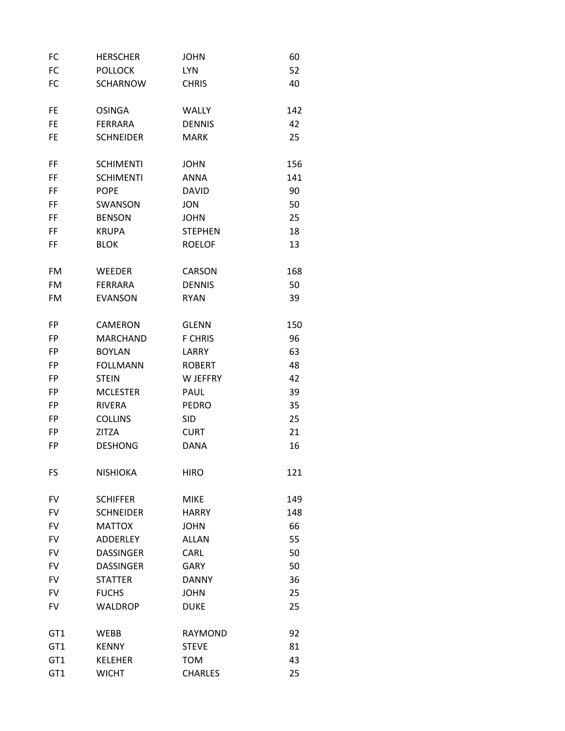| | | | |
|---|---|---|---|
| FC | HERSCHER | JOHN | 60 |
| FC | POLLOCK | LYN | 52 |
| FC | SCHARNOW | CHRIS | 40 |
| | | | |
| FE | OSINGA | WALLY | 142 |
| FE | FERRARA | DENNIS | 42 |
| FE | SCHNEIDER | MARK | 25 |
| | | | |
| FF | SCHIMENTI | JOHN | 156 |
| FF | SCHIMENTI | ANNA | 141 |
| FF | POPE | DAVID | 90 |
| FF | SWANSON | JON | 50 |
| FF | BENSON | JOHN | 25 |
| FF | KRUPA | STEPHEN | 18 |
| FF | BLOK | ROELOF | 13 |
| | | | |
| FM | WEEDER | CARSON | 168 |
| FM | FERRARA | DENNIS | 50 |
| FM | EVANSON | RYAN | 39 |
| | | | |
| FP | CAMERON | GLENN | 150 |
| FP | MARCHAND | F CHRIS | 96 |
| FP | BOYLAN | LARRY | 63 |
| FP | FOLLMANN | ROBERT | 48 |
| FP | STEIN | W JEFFRY | 42 |
| FP | MCLESTER | PAUL | 39 |
| FP | RIVERA | PEDRO | 35 |
| FP | COLLINS | SID | 25 |
| FP | ZITZA | CURT | 21 |
| FP | DESHONG | DANA | 16 |
| | | | |
| FS | NISHIOKA | HIRO | 121 |
| | | | |
| FV | SCHIFFER | MIKE | 149 |
| FV | SCHNEIDER | HARRY | 148 |
| FV | MATTOX | JOHN | 66 |
| FV | ADDERLEY | ALLAN | 55 |
| FV | DASSINGER | CARL | 50 |
| FV | DASSINGER | GARY | 50 |
| FV | STATTER | DANNY | 36 |
| FV | FUCHS | JOHN | 25 |
| FV | WALDROP | DUKE | 25 |
| | | | |
| GT1 | WEBB | RAYMOND | 92 |
| GT1 | KENNY | STEVE | 81 |
| GT1 | KELEHER | TOM | 43 |
| GT1 | WICHT | CHARLES | 25 |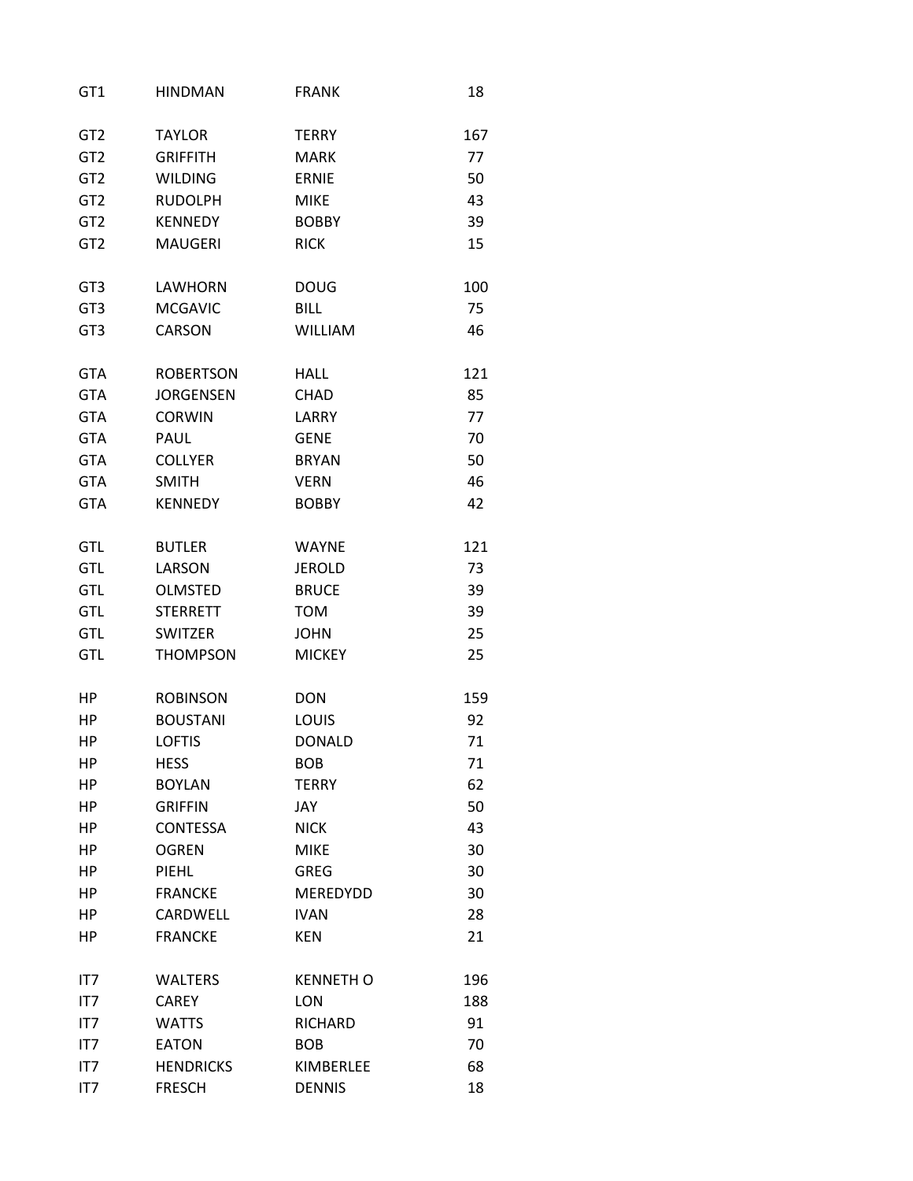| | | | |
|---|---|---|---|
| GT1 | HINDMAN | FRANK | 18 |
| | | | |
| GT2 | TAYLOR | TERRY | 167 |
| GT2 | GRIFFITH | MARK | 77 |
| GT2 | WILDING | ERNIE | 50 |
| GT2 | RUDOLPH | MIKE | 43 |
| GT2 | KENNEDY | BOBBY | 39 |
| GT2 | MAUGERI | RICK | 15 |
| | | | |
| GT3 | LAWHORN | DOUG | 100 |
| GT3 | MCGAVIC | BILL | 75 |
| GT3 | CARSON | WILLIAM | 46 |
| | | | |
| GTA | ROBERTSON | HALL | 121 |
| GTA | JORGENSEN | CHAD | 85 |
| GTA | CORWIN | LARRY | 77 |
| GTA | PAUL | GENE | 70 |
| GTA | COLLYER | BRYAN | 50 |
| GTA | SMITH | VERN | 46 |
| GTA | KENNEDY | BOBBY | 42 |
| | | | |
| GTL | BUTLER | WAYNE | 121 |
| GTL | LARSON | JEROLD | 73 |
| GTL | OLMSTED | BRUCE | 39 |
| GTL | STERRETT | TOM | 39 |
| GTL | SWITZER | JOHN | 25 |
| GTL | THOMPSON | MICKEY | 25 |
| | | | |
| HP | ROBINSON | DON | 159 |
| HP | BOUSTANI | LOUIS | 92 |
| HP | LOFTIS | DONALD | 71 |
| HP | HESS | BOB | 71 |
| HP | BOYLAN | TERRY | 62 |
| HP | GRIFFIN | JAY | 50 |
| HP | CONTESSA | NICK | 43 |
| HP | OGREN | MIKE | 30 |
| HP | PIEHL | GREG | 30 |
| HP | FRANCKE | MEREDYDD | 30 |
| HP | CARDWELL | IVAN | 28 |
| HP | FRANCKE | KEN | 21 |
| | | | |
| IT7 | WALTERS | KENNETH O | 196 |
| IT7 | CAREY | LON | 188 |
| IT7 | WATTS | RICHARD | 91 |
| IT7 | EATON | BOB | 70 |
| IT7 | HENDRICKS | KIMBERLEE | 68 |
| IT7 | FRESCH | DENNIS | 18 |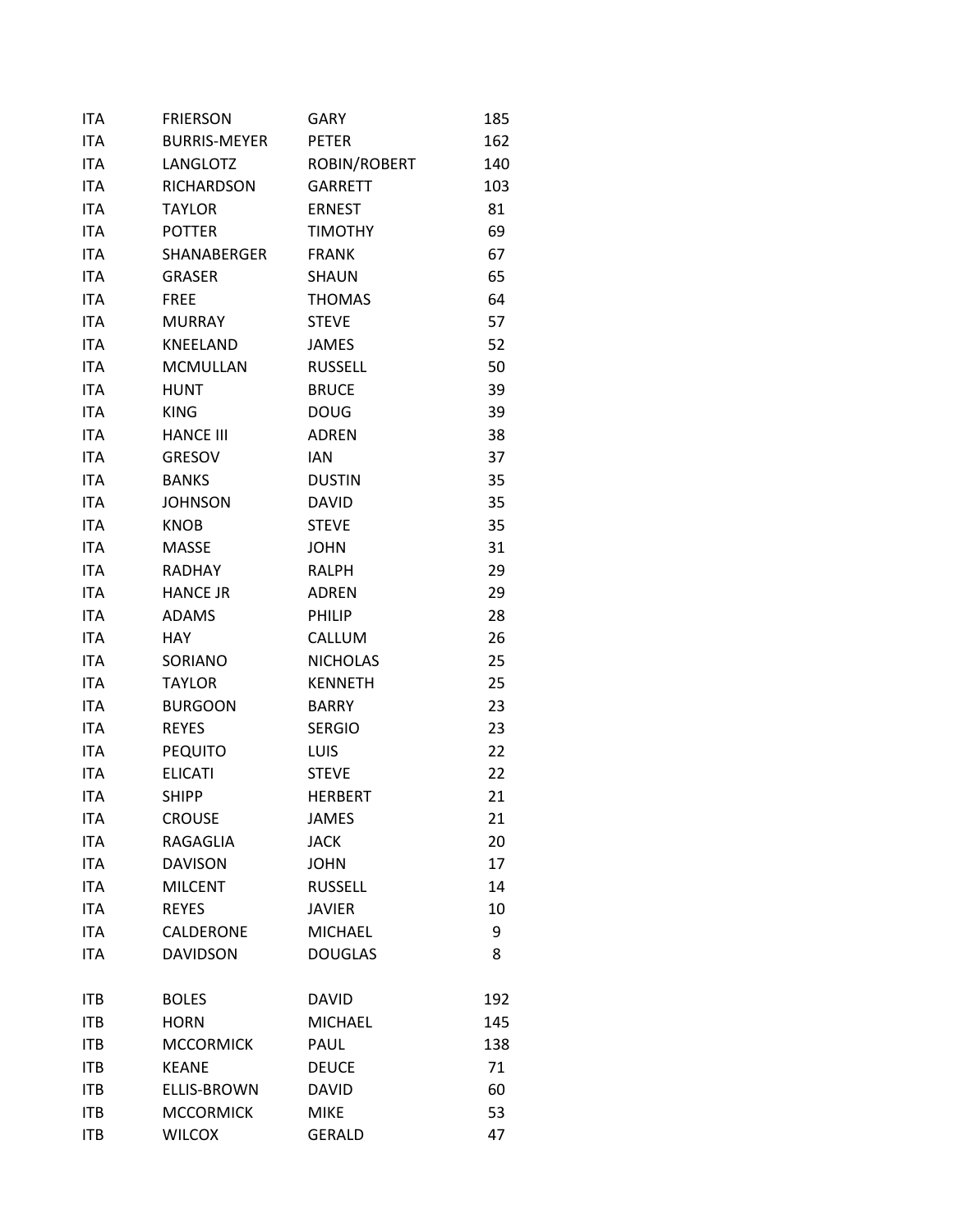| | | | |
|---|---|---|---|
| ITA | FRIERSON | GARY | 185 |
| ITA | BURRIS-MEYER | PETER | 162 |
| ITA | LANGLOTZ | ROBIN/ROBERT | 140 |
| ITA | RICHARDSON | GARRETT | 103 |
| ITA | TAYLOR | ERNEST | 81 |
| ITA | POTTER | TIMOTHY | 69 |
| ITA | SHANABERGER | FRANK | 67 |
| ITA | GRASER | SHAUN | 65 |
| ITA | FREE | THOMAS | 64 |
| ITA | MURRAY | STEVE | 57 |
| ITA | KNEELAND | JAMES | 52 |
| ITA | MCMULLAN | RUSSELL | 50 |
| ITA | HUNT | BRUCE | 39 |
| ITA | KING | DOUG | 39 |
| ITA | HANCE III | ADREN | 38 |
| ITA | GRESOV | IAN | 37 |
| ITA | BANKS | DUSTIN | 35 |
| ITA | JOHNSON | DAVID | 35 |
| ITA | KNOB | STEVE | 35 |
| ITA | MASSE | JOHN | 31 |
| ITA | RADHAY | RALPH | 29 |
| ITA | HANCE JR | ADREN | 29 |
| ITA | ADAMS | PHILIP | 28 |
| ITA | HAY | CALLUM | 26 |
| ITA | SORIANO | NICHOLAS | 25 |
| ITA | TAYLOR | KENNETH | 25 |
| ITA | BURGOON | BARRY | 23 |
| ITA | REYES | SERGIO | 23 |
| ITA | PEQUITO | LUIS | 22 |
| ITA | ELICATI | STEVE | 22 |
| ITA | SHIPP | HERBERT | 21 |
| ITA | CROUSE | JAMES | 21 |
| ITA | RAGAGLIA | JACK | 20 |
| ITA | DAVISON | JOHN | 17 |
| ITA | MILCENT | RUSSELL | 14 |
| ITA | REYES | JAVIER | 10 |
| ITA | CALDERONE | MICHAEL | 9 |
| ITA | DAVIDSON | DOUGLAS | 8 |
| | | | |
| ITB | BOLES | DAVID | 192 |
| ITB | HORN | MICHAEL | 145 |
| ITB | MCCORMICK | PAUL | 138 |
| ITB | KEANE | DEUCE | 71 |
| ITB | ELLIS-BROWN | DAVID | 60 |
| ITB | MCCORMICK | MIKE | 53 |
| ITB | WILCOX | GERALD | 47 |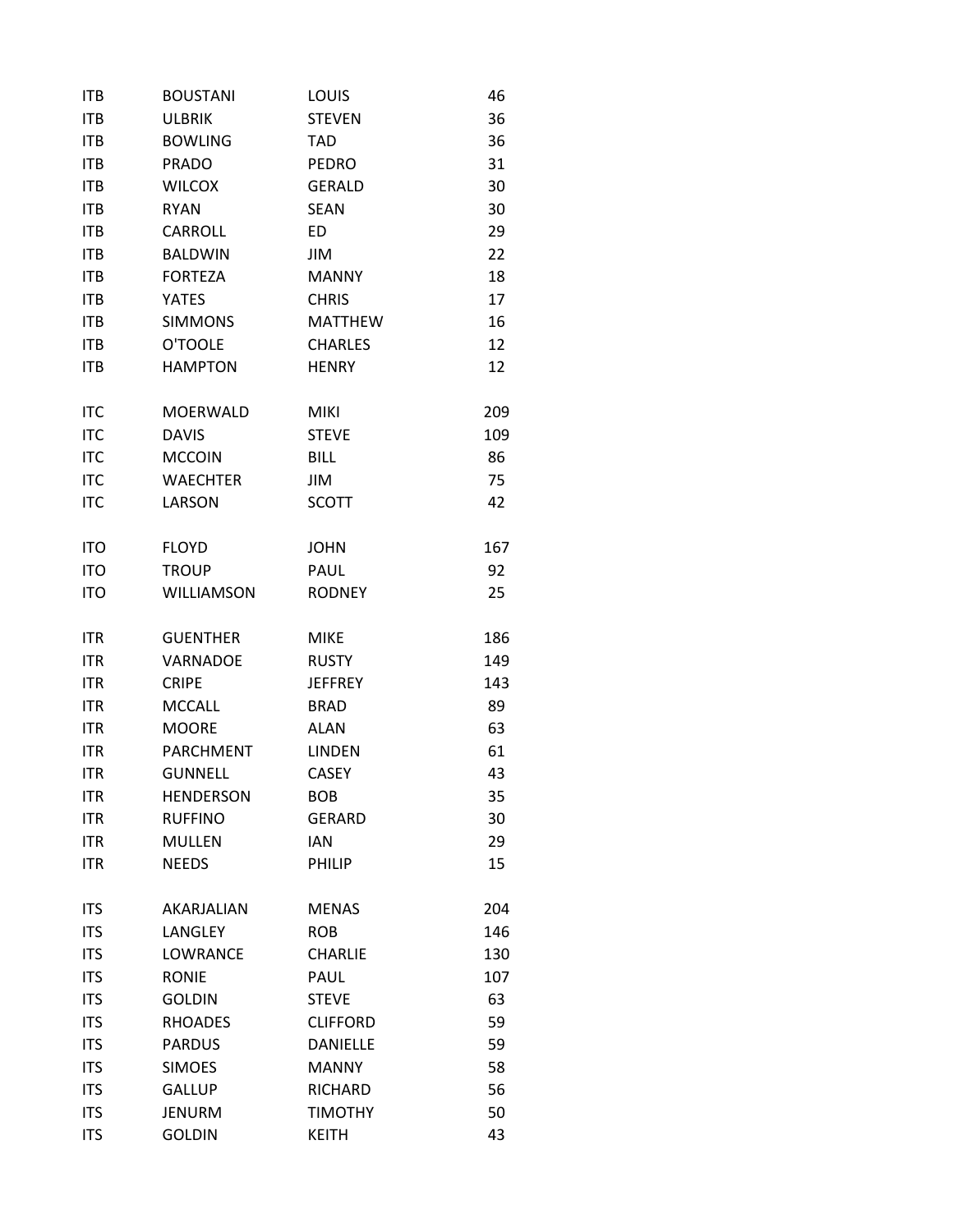| | | | |
|---|---|---|---|
| ITB | BOUSTANI | LOUIS | 46 |
| ITB | ULBRIK | STEVEN | 36 |
| ITB | BOWLING | TAD | 36 |
| ITB | PRADO | PEDRO | 31 |
| ITB | WILCOX | GERALD | 30 |
| ITB | RYAN | SEAN | 30 |
| ITB | CARROLL | ED | 29 |
| ITB | BALDWIN | JIM | 22 |
| ITB | FORTEZA | MANNY | 18 |
| ITB | YATES | CHRIS | 17 |
| ITB | SIMMONS | MATTHEW | 16 |
| ITB | O'TOOLE | CHARLES | 12 |
| ITB | HAMPTON | HENRY | 12 |
| | | | |
| ITC | MOERWALD | MIKI | 209 |
| ITC | DAVIS | STEVE | 109 |
| ITC | MCCOIN | BILL | 86 |
| ITC | WAECHTER | JIM | 75 |
| ITC | LARSON | SCOTT | 42 |
| | | | |
| ITO | FLOYD | JOHN | 167 |
| ITO | TROUP | PAUL | 92 |
| ITO | WILLIAMSON | RODNEY | 25 |
| | | | |
| ITR | GUENTHER | MIKE | 186 |
| ITR | VARNADOE | RUSTY | 149 |
| ITR | CRIPE | JEFFREY | 143 |
| ITR | MCCALL | BRAD | 89 |
| ITR | MOORE | ALAN | 63 |
| ITR | PARCHMENT | LINDEN | 61 |
| ITR | GUNNELL | CASEY | 43 |
| ITR | HENDERSON | BOB | 35 |
| ITR | RUFFINO | GERARD | 30 |
| ITR | MULLEN | IAN | 29 |
| ITR | NEEDS | PHILIP | 15 |
| | | | |
| ITS | AKARJALIAN | MENAS | 204 |
| ITS | LANGLEY | ROB | 146 |
| ITS | LOWRANCE | CHARLIE | 130 |
| ITS | RONIE | PAUL | 107 |
| ITS | GOLDIN | STEVE | 63 |
| ITS | RHOADES | CLIFFORD | 59 |
| ITS | PARDUS | DANIELLE | 59 |
| ITS | SIMOES | MANNY | 58 |
| ITS | GALLUP | RICHARD | 56 |
| ITS | JENURM | TIMOTHY | 50 |
| ITS | GOLDIN | KEITH | 43 |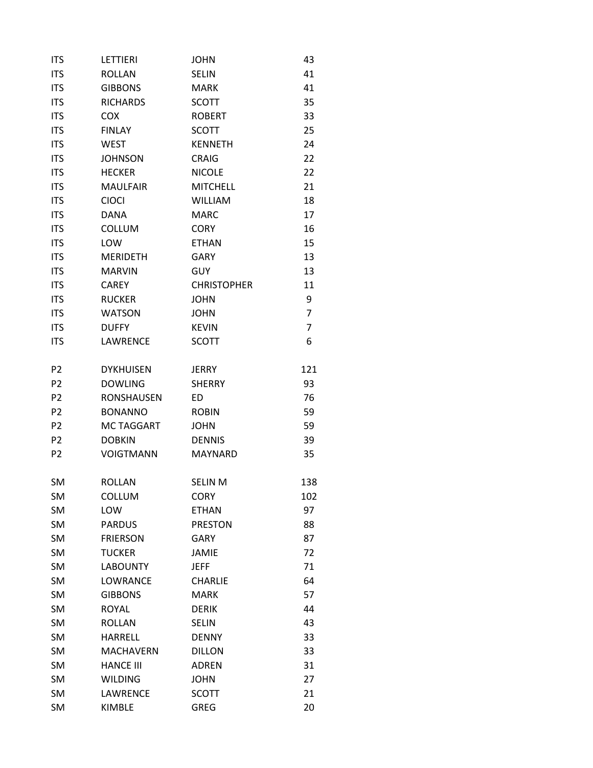| | | | |
|---|---|---|---|
| ITS | LETTIERI | JOHN | 43 |
| ITS | ROLLAN | SELIN | 41 |
| ITS | GIBBONS | MARK | 41 |
| ITS | RICHARDS | SCOTT | 35 |
| ITS | COX | ROBERT | 33 |
| ITS | FINLAY | SCOTT | 25 |
| ITS | WEST | KENNETH | 24 |
| ITS | JOHNSON | CRAIG | 22 |
| ITS | HECKER | NICOLE | 22 |
| ITS | MAULFAIR | MITCHELL | 21 |
| ITS | CIOCI | WILLIAM | 18 |
| ITS | DANA | MARC | 17 |
| ITS | COLLUM | CORY | 16 |
| ITS | LOW | ETHAN | 15 |
| ITS | MERIDETH | GARY | 13 |
| ITS | MARVIN | GUY | 13 |
| ITS | CAREY | CHRISTOPHER | 11 |
| ITS | RUCKER | JOHN | 9 |
| ITS | WATSON | JOHN | 7 |
| ITS | DUFFY | KEVIN | 7 |
| ITS | LAWRENCE | SCOTT | 6 |
| | | | |
| P2 | DYKHUISEN | JERRY | 121 |
| P2 | DOWLING | SHERRY | 93 |
| P2 | RONSHAUSEN | ED | 76 |
| P2 | BONANNO | ROBIN | 59 |
| P2 | MC TAGGART | JOHN | 59 |
| P2 | DOBKIN | DENNIS | 39 |
| P2 | VOIGTMANN | MAYNARD | 35 |
| | | | |
| SM | ROLLAN | SELIN M | 138 |
| SM | COLLUM | CORY | 102 |
| SM | LOW | ETHAN | 97 |
| SM | PARDUS | PRESTON | 88 |
| SM | FRIERSON | GARY | 87 |
| SM | TUCKER | JAMIE | 72 |
| SM | LABOUNTY | JEFF | 71 |
| SM | LOWRANCE | CHARLIE | 64 |
| SM | GIBBONS | MARK | 57 |
| SM | ROYAL | DERIK | 44 |
| SM | ROLLAN | SELIN | 43 |
| SM | HARRELL | DENNY | 33 |
| SM | MACHAVERN | DILLON | 33 |
| SM | HANCE III | ADREN | 31 |
| SM | WILDING | JOHN | 27 |
| SM | LAWRENCE | SCOTT | 21 |
| SM | KIMBLE | GREG | 20 |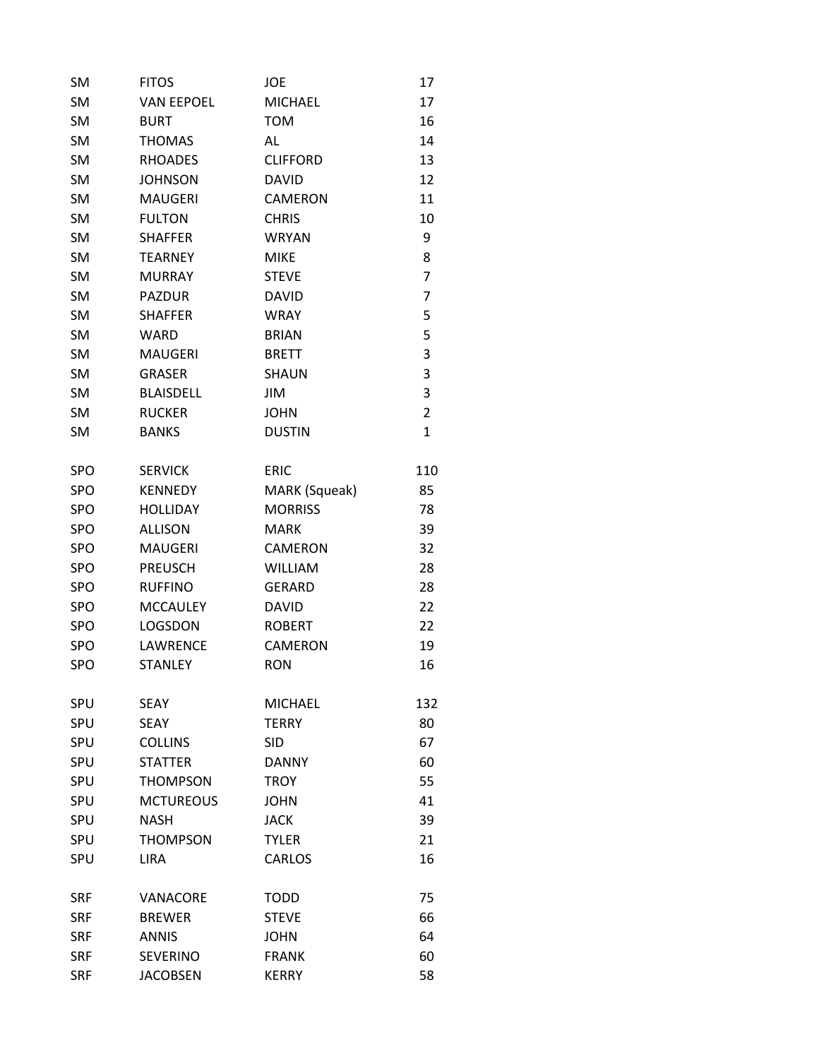| | | | |
|---|---|---|---|
| SM | FITOS | JOE | 17 |
| SM | VAN EEPOEL | MICHAEL | 17 |
| SM | BURT | TOM | 16 |
| SM | THOMAS | AL | 14 |
| SM | RHOADES | CLIFFORD | 13 |
| SM | JOHNSON | DAVID | 12 |
| SM | MAUGERI | CAMERON | 11 |
| SM | FULTON | CHRIS | 10 |
| SM | SHAFFER | WRYAN | 9 |
| SM | TEARNEY | MIKE | 8 |
| SM | MURRAY | STEVE | 7 |
| SM | PAZDUR | DAVID | 7 |
| SM | SHAFFER | WRAY | 5 |
| SM | WARD | BRIAN | 5 |
| SM | MAUGERI | BRETT | 3 |
| SM | GRASER | SHAUN | 3 |
| SM | BLAISDELL | JIM | 3 |
| SM | RUCKER | JOHN | 2 |
| SM | BANKS | DUSTIN | 1 |
| | | | |
| SPO | SERVICK | ERIC | 110 |
| SPO | KENNEDY | MARK (Squeak) | 85 |
| SPO | HOLLIDAY | MORRISS | 78 |
| SPO | ALLISON | MARK | 39 |
| SPO | MAUGERI | CAMERON | 32 |
| SPO | PREUSCH | WILLIAM | 28 |
| SPO | RUFFINO | GERARD | 28 |
| SPO | MCCAULEY | DAVID | 22 |
| SPO | LOGSDON | ROBERT | 22 |
| SPO | LAWRENCE | CAMERON | 19 |
| SPO | STANLEY | RON | 16 |
| | | | |
| SPU | SEAY | MICHAEL | 132 |
| SPU | SEAY | TERRY | 80 |
| SPU | COLLINS | SID | 67 |
| SPU | STATTER | DANNY | 60 |
| SPU | THOMPSON | TROY | 55 |
| SPU | MCTUREOUS | JOHN | 41 |
| SPU | NASH | JACK | 39 |
| SPU | THOMPSON | TYLER | 21 |
| SPU | LIRA | CARLOS | 16 |
| | | | |
| SRF | VANACORE | TODD | 75 |
| SRF | BREWER | STEVE | 66 |
| SRF | ANNIS | JOHN | 64 |
| SRF | SEVERINO | FRANK | 60 |
| SRF | JACOBSEN | KERRY | 58 |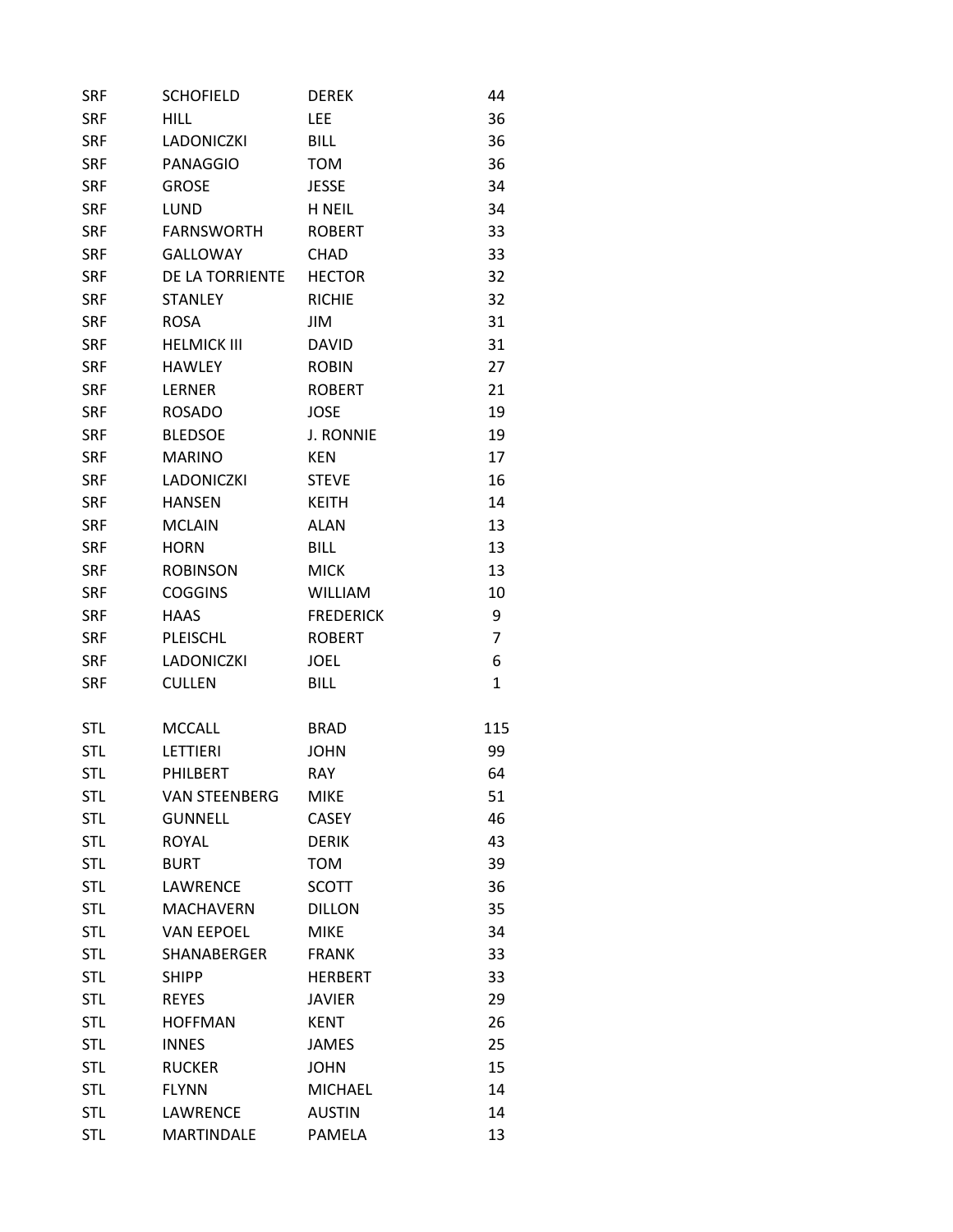| | | | |
|---|---|---|---|
| SRF | SCHOFIELD | DEREK | 44 |
| SRF | HILL | LEE | 36 |
| SRF | LADONICZKI | BILL | 36 |
| SRF | PANAGGIO | TOM | 36 |
| SRF | GROSE | JESSE | 34 |
| SRF | LUND | H NEIL | 34 |
| SRF | FARNSWORTH | ROBERT | 33 |
| SRF | GALLOWAY | CHAD | 33 |
| SRF | DE LA TORRIENTE | HECTOR | 32 |
| SRF | STANLEY | RICHIE | 32 |
| SRF | ROSA | JIM | 31 |
| SRF | HELMICK III | DAVID | 31 |
| SRF | HAWLEY | ROBIN | 27 |
| SRF | LERNER | ROBERT | 21 |
| SRF | ROSADO | JOSE | 19 |
| SRF | BLEDSOE | J. RONNIE | 19 |
| SRF | MARINO | KEN | 17 |
| SRF | LADONICZKI | STEVE | 16 |
| SRF | HANSEN | KEITH | 14 |
| SRF | MCLAIN | ALAN | 13 |
| SRF | HORN | BILL | 13 |
| SRF | ROBINSON | MICK | 13 |
| SRF | COGGINS | WILLIAM | 10 |
| SRF | HAAS | FREDERICK | 9 |
| SRF | PLEISCHL | ROBERT | 7 |
| SRF | LADONICZKI | JOEL | 6 |
| SRF | CULLEN | BILL | 1 |
| | | | |
| STL | MCCALL | BRAD | 115 |
| STL | LETTIERI | JOHN | 99 |
| STL | PHILBERT | RAY | 64 |
| STL | VAN STEENBERG | MIKE | 51 |
| STL | GUNNELL | CASEY | 46 |
| STL | ROYAL | DERIK | 43 |
| STL | BURT | TOM | 39 |
| STL | LAWRENCE | SCOTT | 36 |
| STL | MACHAVERN | DILLON | 35 |
| STL | VAN EEPOEL | MIKE | 34 |
| STL | SHANABERGER | FRANK | 33 |
| STL | SHIPP | HERBERT | 33 |
| STL | REYES | JAVIER | 29 |
| STL | HOFFMAN | KENT | 26 |
| STL | INNES | JAMES | 25 |
| STL | RUCKER | JOHN | 15 |
| STL | FLYNN | MICHAEL | 14 |
| STL | LAWRENCE | AUSTIN | 14 |
| STL | MARTINDALE | PAMELA | 13 |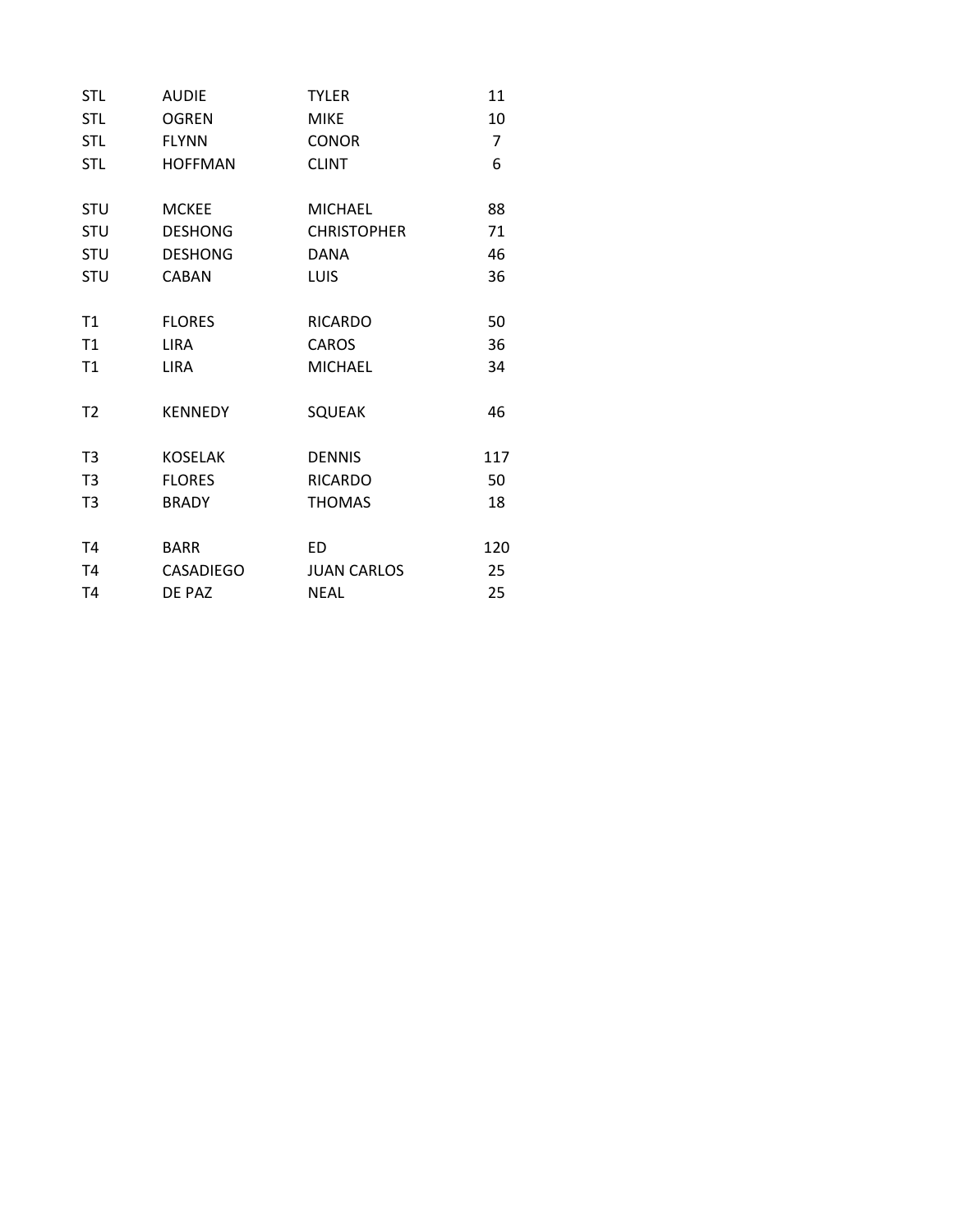| | | | |
|---|---|---|---|
| STL | AUDIE | TYLER | 11 |
| STL | OGREN | MIKE | 10 |
| STL | FLYNN | CONOR | 7 |
| STL | HOFFMAN | CLINT | 6 |
| | | | |
| STU | MCKEE | MICHAEL | 88 |
| STU | DESHONG | CHRISTOPHER | 71 |
| STU | DESHONG | DANA | 46 |
| STU | CABAN | LUIS | 36 |
| | | | |
| T1 | FLORES | RICARDO | 50 |
| T1 | LIRA | CAROS | 36 |
| T1 | LIRA | MICHAEL | 34 |
| | | | |
| T2 | KENNEDY | SQUEAK | 46 |
| | | | |
| T3 | KOSELAK | DENNIS | 117 |
| T3 | FLORES | RICARDO | 50 |
| T3 | BRADY | THOMAS | 18 |
| | | | |
| T4 | BARR | ED | 120 |
| T4 | CASADIEGO | JUAN CARLOS | 25 |
| T4 | DE PAZ | NEAL | 25 |